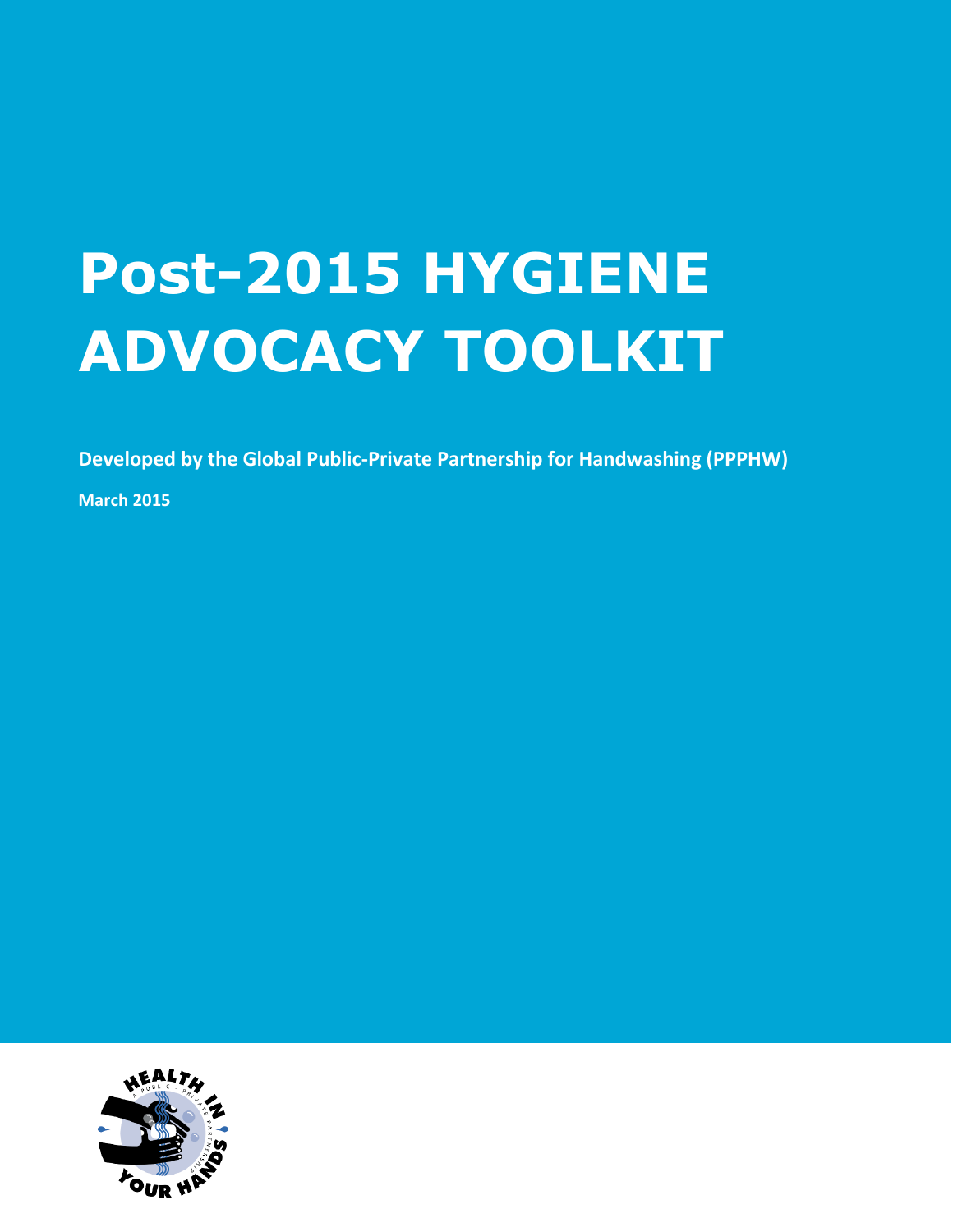# Post-2015 HYGIENE ADVOCACY TOOLKIT

**Developed by the Global Public-Private Partnership for Handwashing (PPPHW)**

**March 2015**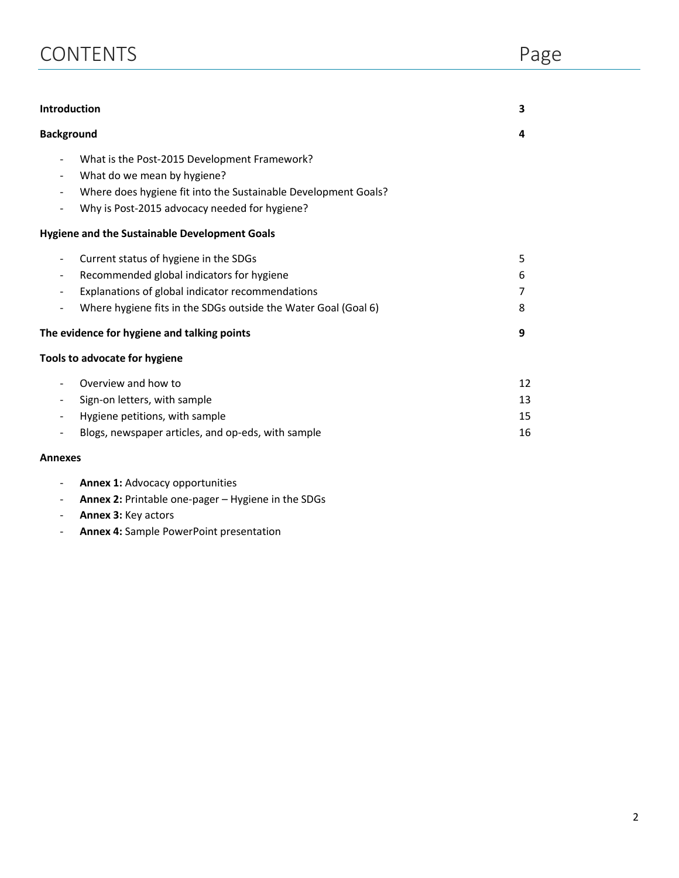# CONTENTS

| | Page |
|---|---|
| **Introduction** | **3** |
| **Background** | **4** |
| - What is the Post-2015 Development Framework? | |
| - What do we mean by hygiene? | |
| - Where does hygiene fit into the Sustainable Development Goals? | |
| - Why is Post-2015 advocacy needed for hygiene? | |
| **Hygiene and the Sustainable Development Goals** | |
| - Current status of hygiene in the SDGs | 5 |
| - Recommended global indicators for hygiene | 6 |
| - Explanations of global indicator recommendations | 7 |
| - Where hygiene fits in the SDGs outside the Water Goal (Goal 6) | 8 |
| **The evidence for hygiene and talking points** | **9** |
| **Tools to advocate for hygiene** | |
| - Overview and how to | 12 |
| - Sign-on letters, with sample | 13 |
| - Hygiene petitions, with sample | 15 |
| - Blogs, newspaper articles, and op-eds, with sample | 16 |
| **Annexes** | |
| - **Annex 1:** Advocacy opportunities | |
| - **Annex 2:** Printable one-pager – Hygiene in the SDGs | |
| - **Annex 3:** Key actors | |
| - **Annex 4:** Sample PowerPoint presentation | |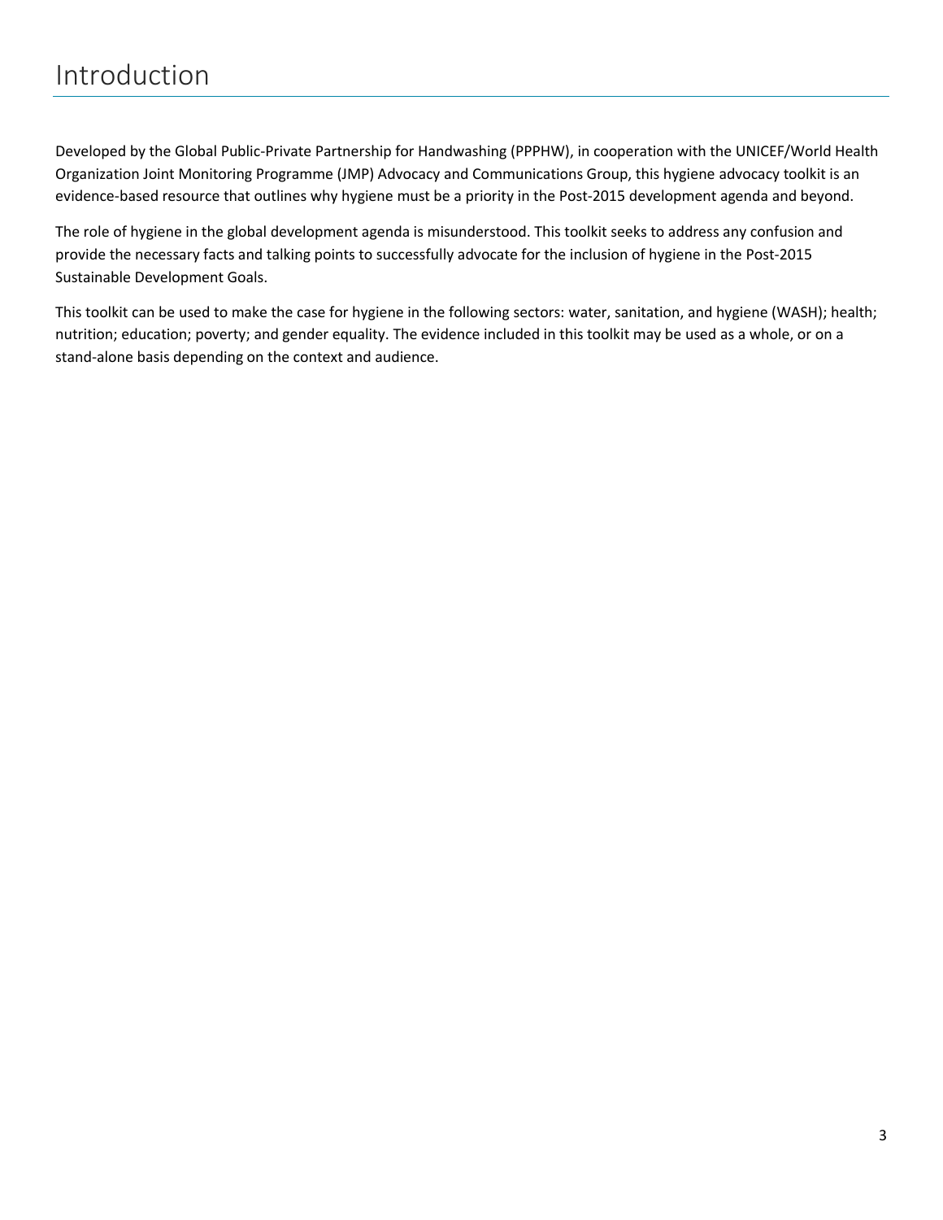# Introduction

Developed by the Global Public-Private Partnership for Handwashing (PPPHW), in cooperation with the UNICEF/World Health Organization Joint Monitoring Programme (JMP) Advocacy and Communications Group, this hygiene advocacy toolkit is an evidence-based resource that outlines why hygiene must be a priority in the Post-2015 development agenda and beyond.

The role of hygiene in the global development agenda is misunderstood. This toolkit seeks to address any confusion and provide the necessary facts and talking points to successfully advocate for the inclusion of hygiene in the Post-2015 Sustainable Development Goals.

This toolkit can be used to make the case for hygiene in the following sectors: water, sanitation, and hygiene (WASH); health; nutrition; education; poverty; and gender equality. The evidence included in this toolkit may be used as a whole, or on a stand-alone basis depending on the context and audience.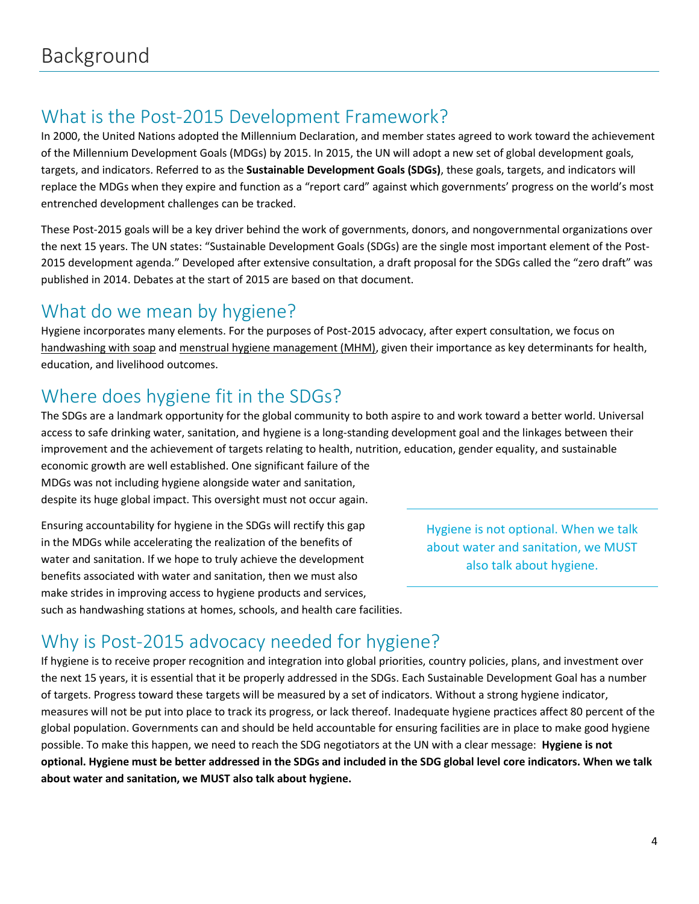# Background

## What is the Post-2015 Development Framework?

In 2000, the United Nations adopted the Millennium Declaration, and member states agreed to work toward the achievement of the Millennium Development Goals (MDGs) by 2015. In 2015, the UN will adopt a new set of global development goals, targets, and indicators. Referred to as the **Sustainable Development Goals (SDGs)**, these goals, targets, and indicators will replace the MDGs when they expire and function as a "report card" against which governments' progress on the world's most entrenched development challenges can be tracked.

These Post-2015 goals will be a key driver behind the work of governments, donors, and nongovernmental organizations over the next 15 years. The UN states: "Sustainable Development Goals (SDGs) are the single most important element of the Post-2015 development agenda." Developed after extensive consultation, a draft proposal for the SDGs called the "zero draft" was published in 2014. Debates at the start of 2015 are based on that document.

## What do we mean by hygiene?

Hygiene incorporates many elements. For the purposes of Post-2015 advocacy, after expert consultation, we focus on handwashing with soap and menstrual hygiene management (MHM), given their importance as key determinants for health, education, and livelihood outcomes.

## Where does hygiene fit in the SDGs?

The SDGs are a landmark opportunity for the global community to both aspire to and work toward a better world. Universal access to safe drinking water, sanitation, and hygiene is a long-standing development goal and the linkages between their improvement and the achievement of targets relating to health, nutrition, education, gender equality, and sustainable economic growth are well established. One significant failure of the MDGs was not including hygiene alongside water and sanitation, despite its huge global impact. This oversight must not occur again.

Ensuring accountability for hygiene in the SDGs will rectify this gap in the MDGs while accelerating the realization of the benefits of water and sanitation. If we hope to truly achieve the development benefits associated with water and sanitation, then we must also make strides in improving access to hygiene products and services, such as handwashing stations at homes, schools, and health care facilities.

> Hygiene is not optional. When we talk about water and sanitation, we MUST also talk about hygiene.

## Why is Post-2015 advocacy needed for hygiene?

If hygiene is to receive proper recognition and integration into global priorities, country policies, plans, and investment over the next 15 years, it is essential that it be properly addressed in the SDGs. Each Sustainable Development Goal has a number of targets. Progress toward these targets will be measured by a set of indicators. Without a strong hygiene indicator, measures will not be put into place to track its progress, or lack thereof. Inadequate hygiene practices affect 80 percent of the global population. Governments can and should be held accountable for ensuring facilities are in place to make good hygiene possible. To make this happen, we need to reach the SDG negotiators at the UN with a clear message: **Hygiene is not optional. Hygiene must be better addressed in the SDGs and included in the SDG global level core indicators. When we talk about water and sanitation, we MUST also talk about hygiene.**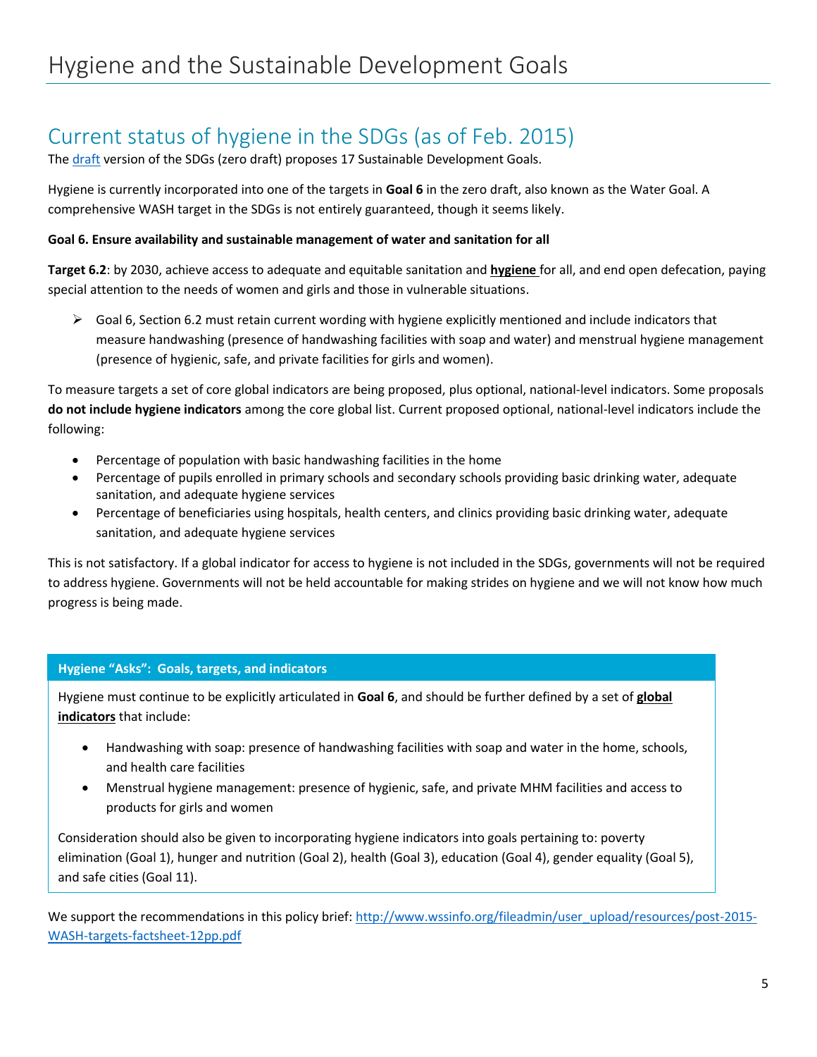# Hygiene and the Sustainable Development Goals

## Current status of hygiene in the SDGs (as of Feb. 2015)

The draft version of the SDGs (zero draft) proposes 17 Sustainable Development Goals.

Hygiene is currently incorporated into one of the targets in **Goal 6** in the zero draft, also known as the Water Goal. A comprehensive WASH target in the SDGs is not entirely guaranteed, though it seems likely.

**Goal 6. Ensure availability and sustainable management of water and sanitation for all**

**Target 6.2**: by 2030, achieve access to adequate and equitable sanitation and **hygiene** for all, and end open defecation, paying special attention to the needs of women and girls and those in vulnerable situations.

- Goal 6, Section 6.2 must retain current wording with hygiene explicitly mentioned and include indicators that measure handwashing (presence of handwashing facilities with soap and water) and menstrual hygiene management (presence of hygienic, safe, and private facilities for girls and women).

To measure targets a set of core global indicators are being proposed, plus optional, national-level indicators. Some proposals **do not include hygiene indicators** among the core global list. Current proposed optional, national-level indicators include the following:

- Percentage of population with basic handwashing facilities in the home
- Percentage of pupils enrolled in primary schools and secondary schools providing basic drinking water, adequate sanitation, and adequate hygiene services
- Percentage of beneficiaries using hospitals, health centers, and clinics providing basic drinking water, adequate sanitation, and adequate hygiene services

This is not satisfactory. If a global indicator for access to hygiene is not included in the SDGs, governments will not be required to address hygiene. Governments will not be held accountable for making strides on hygiene and we will not know how much progress is being made.

**Hygiene "Asks": Goals, targets, and indicators**

Hygiene must continue to be explicitly articulated in **Goal 6**, and should be further defined by a set of **global indicators** that include:

- Handwashing with soap: presence of handwashing facilities with soap and water in the home, schools, and health care facilities
- Menstrual hygiene management: presence of hygienic, safe, and private MHM facilities and access to products for girls and women

Consideration should also be given to incorporating hygiene indicators into goals pertaining to: poverty elimination (Goal 1), hunger and nutrition (Goal 2), health (Goal 3), education (Goal 4), gender equality (Goal 5), and safe cities (Goal 11).

We support the recommendations in this policy brief: http://www.wssinfo.org/fileadmin/user_upload/resources/post-2015-WASH-targets-factsheet-12pp.pdf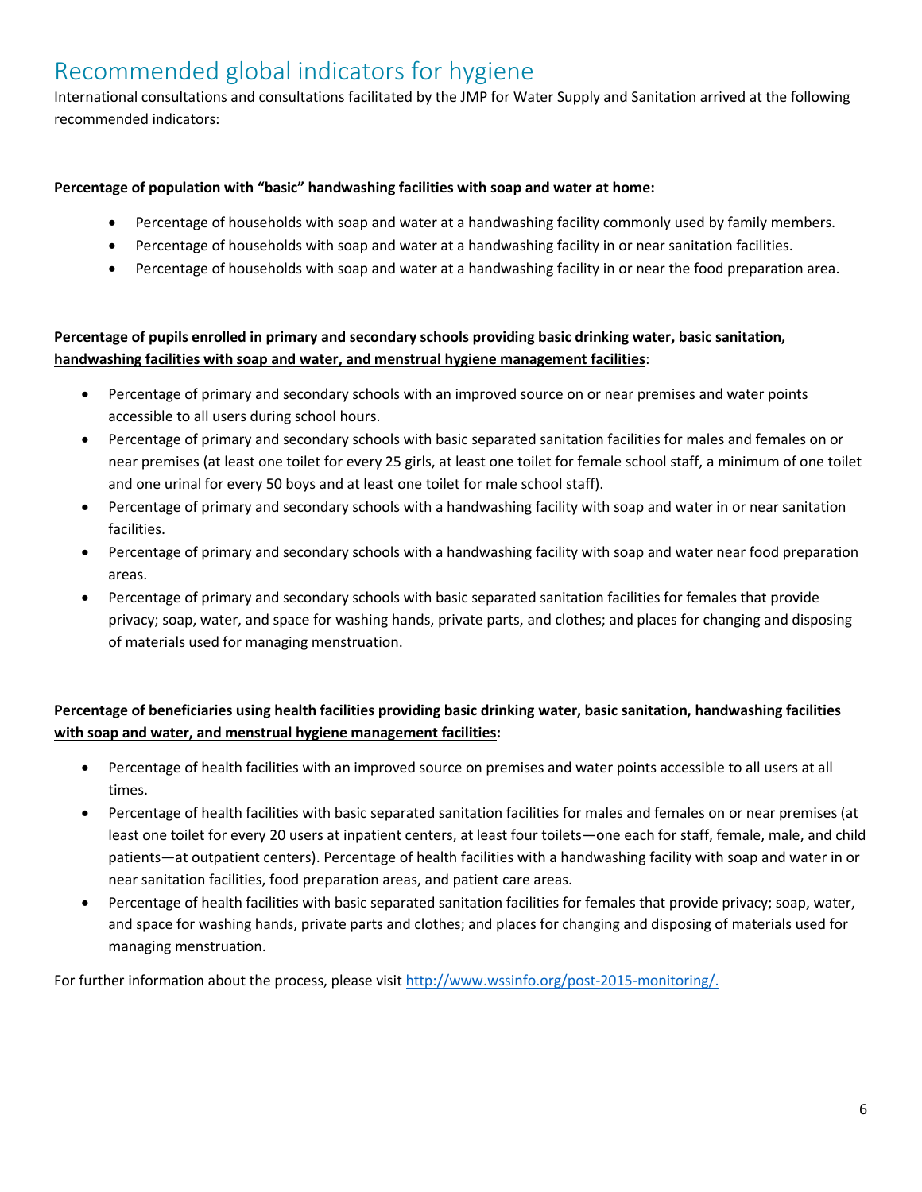## Recommended global indicators for hygiene

International consultations and consultations facilitated by the JMP for Water Supply and Sanitation arrived at the following recommended indicators:

**Percentage of population with <u>"basic" handwashing facilities with soap and water</u> at home:**

- Percentage of households with soap and water at a handwashing facility commonly used by family members.
- Percentage of households with soap and water at a handwashing facility in or near sanitation facilities.
- Percentage of households with soap and water at a handwashing facility in or near the food preparation area.

**Percentage of pupils enrolled in primary and secondary schools providing basic drinking water, basic sanitation, <u>handwashing facilities with soap and water, and menstrual hygiene management facilities</u>**:

- Percentage of primary and secondary schools with an improved source on or near premises and water points accessible to all users during school hours.
- Percentage of primary and secondary schools with basic separated sanitation facilities for males and females on or near premises (at least one toilet for every 25 girls, at least one toilet for female school staff, a minimum of one toilet and one urinal for every 50 boys and at least one toilet for male school staff).
- Percentage of primary and secondary schools with a handwashing facility with soap and water in or near sanitation facilities.
- Percentage of primary and secondary schools with a handwashing facility with soap and water near food preparation areas.
- Percentage of primary and secondary schools with basic separated sanitation facilities for females that provide privacy; soap, water, and space for washing hands, private parts, and clothes; and places for changing and disposing of materials used for managing menstruation.

**Percentage of beneficiaries using health facilities providing basic drinking water, basic sanitation, <u>handwashing facilities with soap and water, and menstrual hygiene management facilities</u>:**

- Percentage of health facilities with an improved source on premises and water points accessible to all users at all times.
- Percentage of health facilities with basic separated sanitation facilities for males and females on or near premises (at least one toilet for every 20 users at inpatient centers, at least four toilets—one each for staff, female, male, and child patients—at outpatient centers). Percentage of health facilities with a handwashing facility with soap and water in or near sanitation facilities, food preparation areas, and patient care areas.
- Percentage of health facilities with basic separated sanitation facilities for females that provide privacy; soap, water, and space for washing hands, private parts and clothes; and places for changing and disposing of materials used for managing menstruation.

For further information about the process, please visit [http://www.wssinfo.org/post-2015-monitoring/.](http://www.wssinfo.org/post-2015-monitoring/)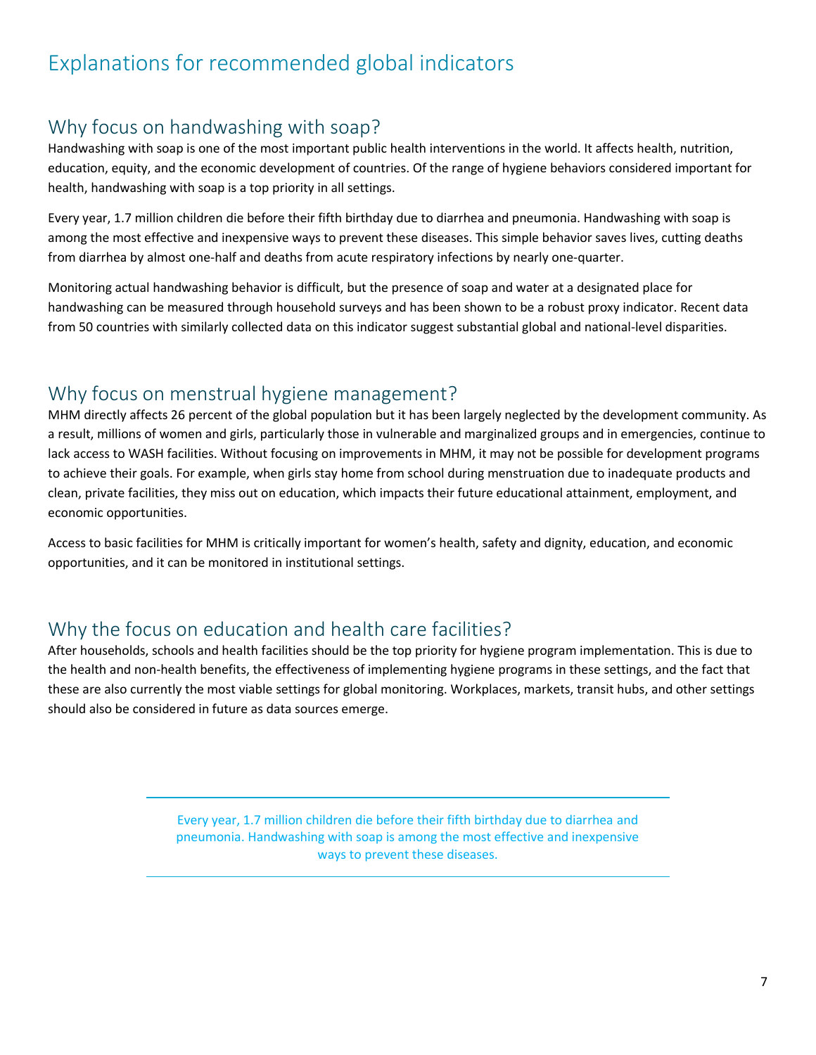# Explanations for recommended global indicators

## Why focus on handwashing with soap?

Handwashing with soap is one of the most important public health interventions in the world. It affects health, nutrition, education, equity, and the economic development of countries. Of the range of hygiene behaviors considered important for health, handwashing with soap is a top priority in all settings.

Every year, 1.7 million children die before their fifth birthday due to diarrhea and pneumonia. Handwashing with soap is among the most effective and inexpensive ways to prevent these diseases. This simple behavior saves lives, cutting deaths from diarrhea by almost one-half and deaths from acute respiratory infections by nearly one-quarter.

Monitoring actual handwashing behavior is difficult, but the presence of soap and water at a designated place for handwashing can be measured through household surveys and has been shown to be a robust proxy indicator. Recent data from 50 countries with similarly collected data on this indicator suggest substantial global and national-level disparities.

## Why focus on menstrual hygiene management?

MHM directly affects 26 percent of the global population but it has been largely neglected by the development community. As a result, millions of women and girls, particularly those in vulnerable and marginalized groups and in emergencies, continue to lack access to WASH facilities. Without focusing on improvements in MHM, it may not be possible for development programs to achieve their goals. For example, when girls stay home from school during menstruation due to inadequate products and clean, private facilities, they miss out on education, which impacts their future educational attainment, employment, and economic opportunities.

Access to basic facilities for MHM is critically important for women's health, safety and dignity, education, and economic opportunities, and it can be monitored in institutional settings.

## Why the focus on education and health care facilities?

After households, schools and health facilities should be the top priority for hygiene program implementation. This is due to the health and non-health benefits, the effectiveness of implementing hygiene programs in these settings, and the fact that these are also currently the most viable settings for global monitoring. Workplaces, markets, transit hubs, and other settings should also be considered in future as data sources emerge.

> Every year, 1.7 million children die before their fifth birthday due to diarrhea and pneumonia. Handwashing with soap is among the most effective and inexpensive ways to prevent these diseases.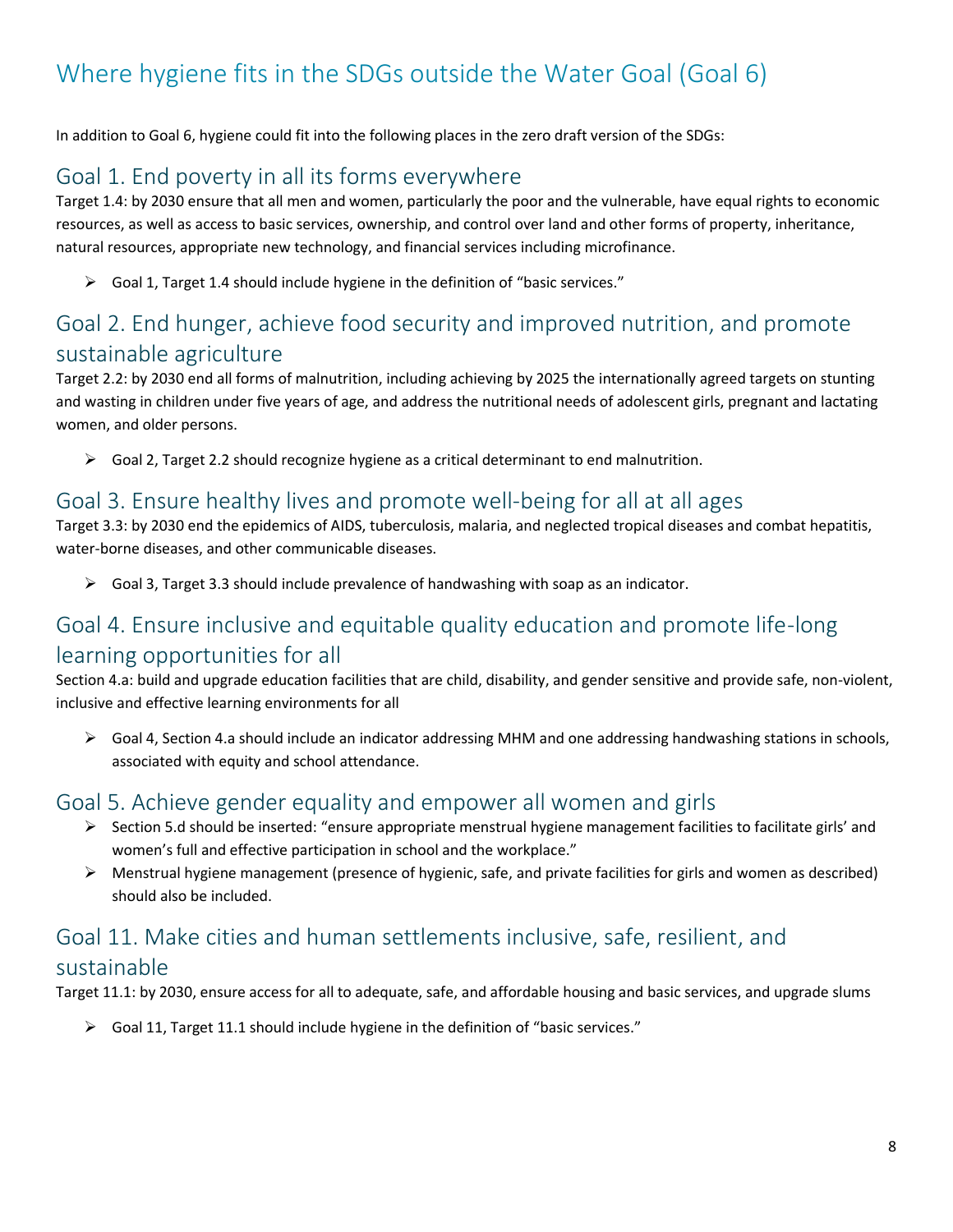# Where hygiene fits in the SDGs outside the Water Goal (Goal 6)

In addition to Goal 6, hygiene could fit into the following places in the zero draft version of the SDGs:

## Goal 1. End poverty in all its forms everywhere

Target 1.4: by 2030 ensure that all men and women, particularly the poor and the vulnerable, have equal rights to economic resources, as well as access to basic services, ownership, and control over land and other forms of property, inheritance, natural resources, appropriate new technology, and financial services including microfinance.

- Goal 1, Target 1.4 should include hygiene in the definition of "basic services."

## Goal 2. End hunger, achieve food security and improved nutrition, and promote sustainable agriculture

Target 2.2: by 2030 end all forms of malnutrition, including achieving by 2025 the internationally agreed targets on stunting and wasting in children under five years of age, and address the nutritional needs of adolescent girls, pregnant and lactating women, and older persons.

- Goal 2, Target 2.2 should recognize hygiene as a critical determinant to end malnutrition.

## Goal 3. Ensure healthy lives and promote well-being for all at all ages

Target 3.3: by 2030 end the epidemics of AIDS, tuberculosis, malaria, and neglected tropical diseases and combat hepatitis, water-borne diseases, and other communicable diseases.

- Goal 3, Target 3.3 should include prevalence of handwashing with soap as an indicator.

## Goal 4. Ensure inclusive and equitable quality education and promote life-long learning opportunities for all

Section 4.a: build and upgrade education facilities that are child, disability, and gender sensitive and provide safe, non-violent, inclusive and effective learning environments for all

- Goal 4, Section 4.a should include an indicator addressing MHM and one addressing handwashing stations in schools, associated with equity and school attendance.

## Goal 5. Achieve gender equality and empower all women and girls

- Section 5.d should be inserted: "ensure appropriate menstrual hygiene management facilities to facilitate girls' and women's full and effective participation in school and the workplace."
- Menstrual hygiene management (presence of hygienic, safe, and private facilities for girls and women as described) should also be included.

## Goal 11. Make cities and human settlements inclusive, safe, resilient, and sustainable

Target 11.1: by 2030, ensure access for all to adequate, safe, and affordable housing and basic services, and upgrade slums

- Goal 11, Target 11.1 should include hygiene in the definition of "basic services."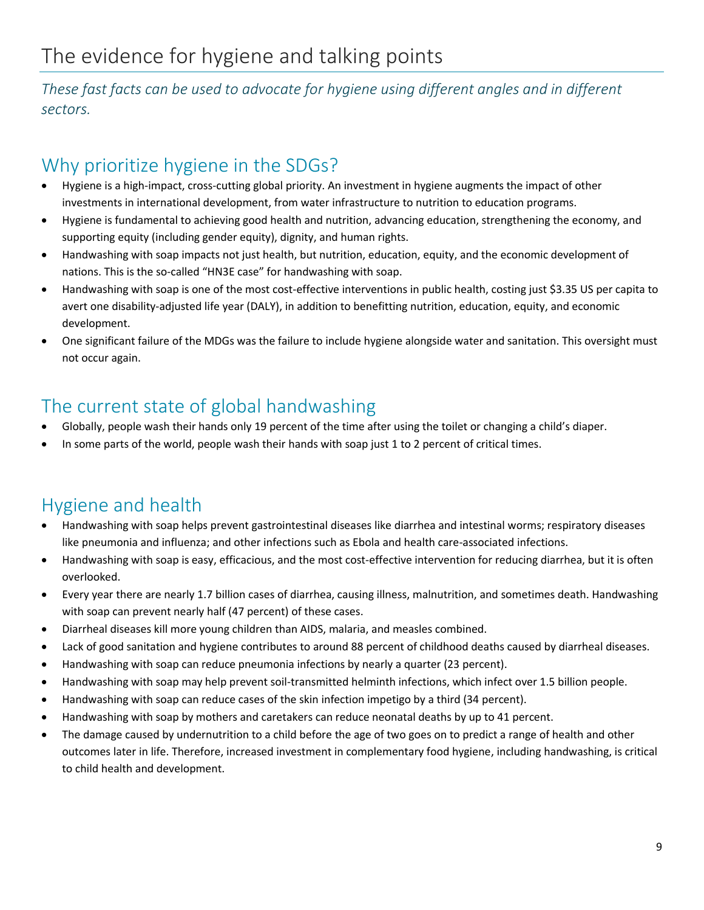# The evidence for hygiene and talking points

*These fast facts can be used to advocate for hygiene using different angles and in different sectors.*

## Why prioritize hygiene in the SDGs?

- Hygiene is a high-impact, cross-cutting global priority. An investment in hygiene augments the impact of other investments in international development, from water infrastructure to nutrition to education programs.
- Hygiene is fundamental to achieving good health and nutrition, advancing education, strengthening the economy, and supporting equity (including gender equity), dignity, and human rights.
- Handwashing with soap impacts not just health, but nutrition, education, equity, and the economic development of nations. This is the so-called "HN3E case" for handwashing with soap.
- Handwashing with soap is one of the most cost-effective interventions in public health, costing just $3.35 US per capita to avert one disability-adjusted life year (DALY), in addition to benefitting nutrition, education, equity, and economic development.
- One significant failure of the MDGs was the failure to include hygiene alongside water and sanitation. This oversight must not occur again.

## The current state of global handwashing

- Globally, people wash their hands only 19 percent of the time after using the toilet or changing a child's diaper.
- In some parts of the world, people wash their hands with soap just 1 to 2 percent of critical times.

## Hygiene and health

- Handwashing with soap helps prevent gastrointestinal diseases like diarrhea and intestinal worms; respiratory diseases like pneumonia and influenza; and other infections such as Ebola and health care-associated infections.
- Handwashing with soap is easy, efficacious, and the most cost-effective intervention for reducing diarrhea, but it is often overlooked.
- Every year there are nearly 1.7 billion cases of diarrhea, causing illness, malnutrition, and sometimes death. Handwashing with soap can prevent nearly half (47 percent) of these cases.
- Diarrheal diseases kill more young children than AIDS, malaria, and measles combined.
- Lack of good sanitation and hygiene contributes to around 88 percent of childhood deaths caused by diarrheal diseases.
- Handwashing with soap can reduce pneumonia infections by nearly a quarter (23 percent).
- Handwashing with soap may help prevent soil-transmitted helminth infections, which infect over 1.5 billion people.
- Handwashing with soap can reduce cases of the skin infection impetigo by a third (34 percent).
- Handwashing with soap by mothers and caretakers can reduce neonatal deaths by up to 41 percent.
- The damage caused by undernutrition to a child before the age of two goes on to predict a range of health and other outcomes later in life. Therefore, increased investment in complementary food hygiene, including handwashing, is critical to child health and development.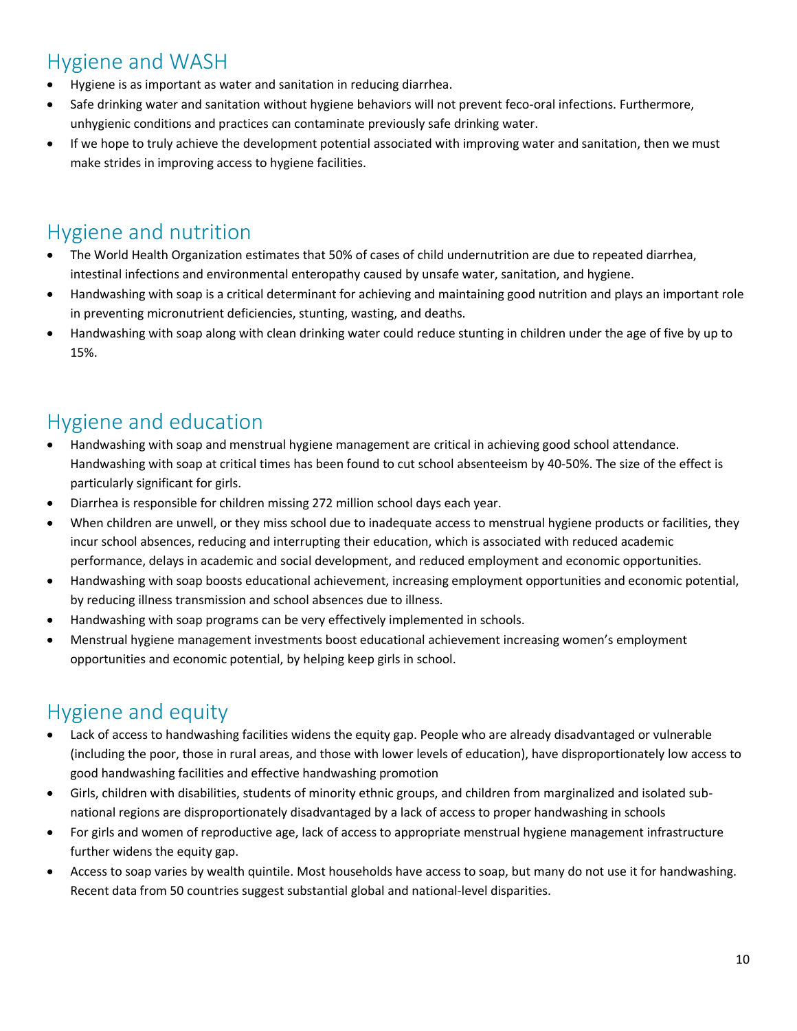## Hygiene and WASH

- Hygiene is as important as water and sanitation in reducing diarrhea.
- Safe drinking water and sanitation without hygiene behaviors will not prevent feco-oral infections. Furthermore, unhygienic conditions and practices can contaminate previously safe drinking water.
- If we hope to truly achieve the development potential associated with improving water and sanitation, then we must make strides in improving access to hygiene facilities.

## Hygiene and nutrition

- The World Health Organization estimates that 50% of cases of child undernutrition are due to repeated diarrhea, intestinal infections and environmental enteropathy caused by unsafe water, sanitation, and hygiene.
- Handwashing with soap is a critical determinant for achieving and maintaining good nutrition and plays an important role in preventing micronutrient deficiencies, stunting, wasting, and deaths.
- Handwashing with soap along with clean drinking water could reduce stunting in children under the age of five by up to 15%.

## Hygiene and education

- Handwashing with soap and menstrual hygiene management are critical in achieving good school attendance. Handwashing with soap at critical times has been found to cut school absenteeism by 40-50%. The size of the effect is particularly significant for girls.
- Diarrhea is responsible for children missing 272 million school days each year.
- When children are unwell, or they miss school due to inadequate access to menstrual hygiene products or facilities, they incur school absences, reducing and interrupting their education, which is associated with reduced academic performance, delays in academic and social development, and reduced employment and economic opportunities.
- Handwashing with soap boosts educational achievement, increasing employment opportunities and economic potential, by reducing illness transmission and school absences due to illness.
- Handwashing with soap programs can be very effectively implemented in schools.
- Menstrual hygiene management investments boost educational achievement increasing women's employment opportunities and economic potential, by helping keep girls in school.

## Hygiene and equity

- Lack of access to handwashing facilities widens the equity gap. People who are already disadvantaged or vulnerable (including the poor, those in rural areas, and those with lower levels of education), have disproportionately low access to good handwashing facilities and effective handwashing promotion
- Girls, children with disabilities, students of minority ethnic groups, and children from marginalized and isolated sub-national regions are disproportionately disadvantaged by a lack of access to proper handwashing in schools
- For girls and women of reproductive age, lack of access to appropriate menstrual hygiene management infrastructure further widens the equity gap.
- Access to soap varies by wealth quintile. Most households have access to soap, but many do not use it for handwashing. Recent data from 50 countries suggest substantial global and national-level disparities.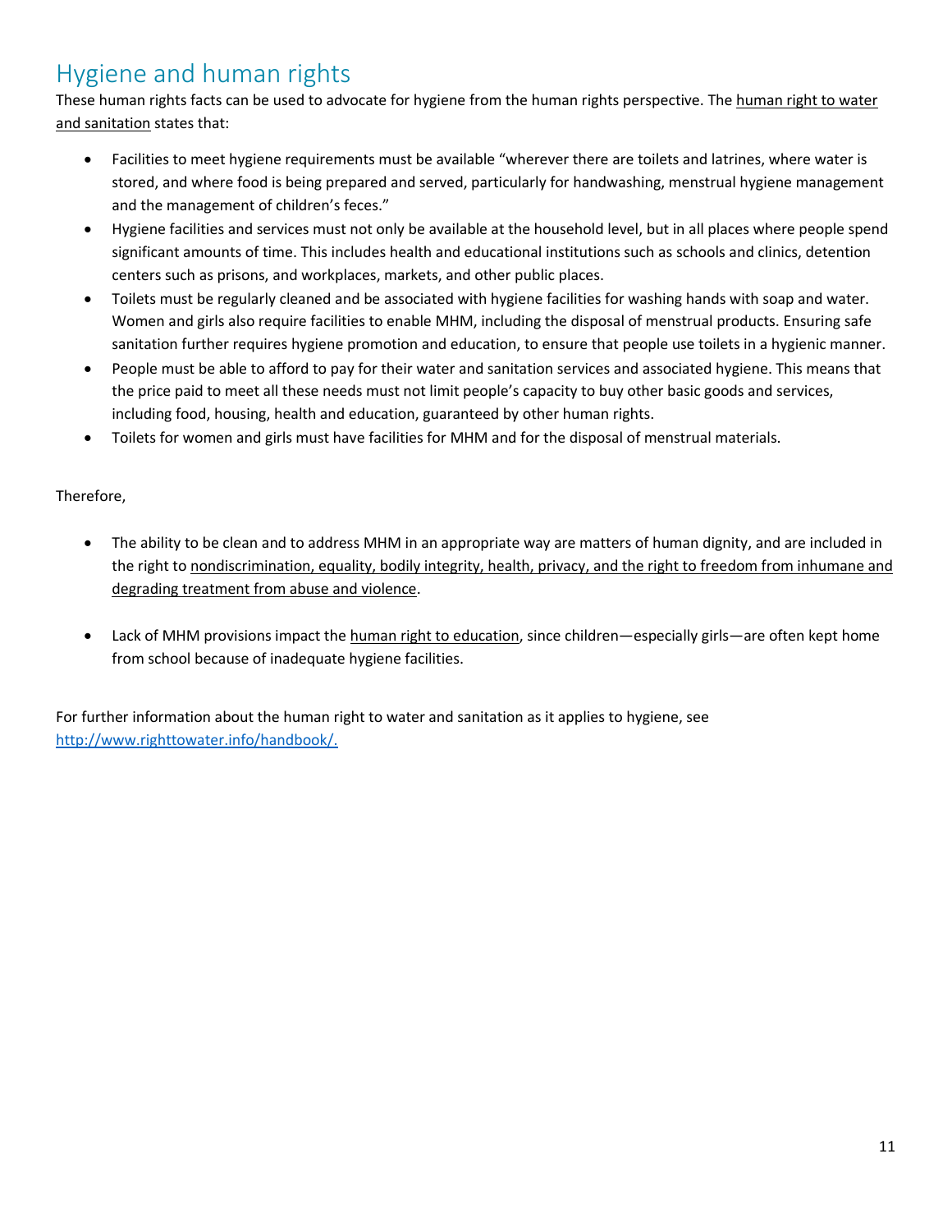# Hygiene and human rights

These human rights facts can be used to advocate for hygiene from the human rights perspective. The human right to water and sanitation states that:

- Facilities to meet hygiene requirements must be available "wherever there are toilets and latrines, where water is stored, and where food is being prepared and served, particularly for handwashing, menstrual hygiene management and the management of children's feces."
- Hygiene facilities and services must not only be available at the household level, but in all places where people spend significant amounts of time. This includes health and educational institutions such as schools and clinics, detention centers such as prisons, and workplaces, markets, and other public places.
- Toilets must be regularly cleaned and be associated with hygiene facilities for washing hands with soap and water. Women and girls also require facilities to enable MHM, including the disposal of menstrual products. Ensuring safe sanitation further requires hygiene promotion and education, to ensure that people use toilets in a hygienic manner.
- People must be able to afford to pay for their water and sanitation services and associated hygiene. This means that the price paid to meet all these needs must not limit people's capacity to buy other basic goods and services, including food, housing, health and education, guaranteed by other human rights.
- Toilets for women and girls must have facilities for MHM and for the disposal of menstrual materials.

Therefore,

- The ability to be clean and to address MHM in an appropriate way are matters of human dignity, and are included in the right to nondiscrimination, equality, bodily integrity, health, privacy, and the right to freedom from inhumane and degrading treatment from abuse and violence.

- Lack of MHM provisions impact the human right to education, since children—especially girls—are often kept home from school because of inadequate hygiene facilities.

For further information about the human right to water and sanitation as it applies to hygiene, see http://www.righttowater.info/handbook/.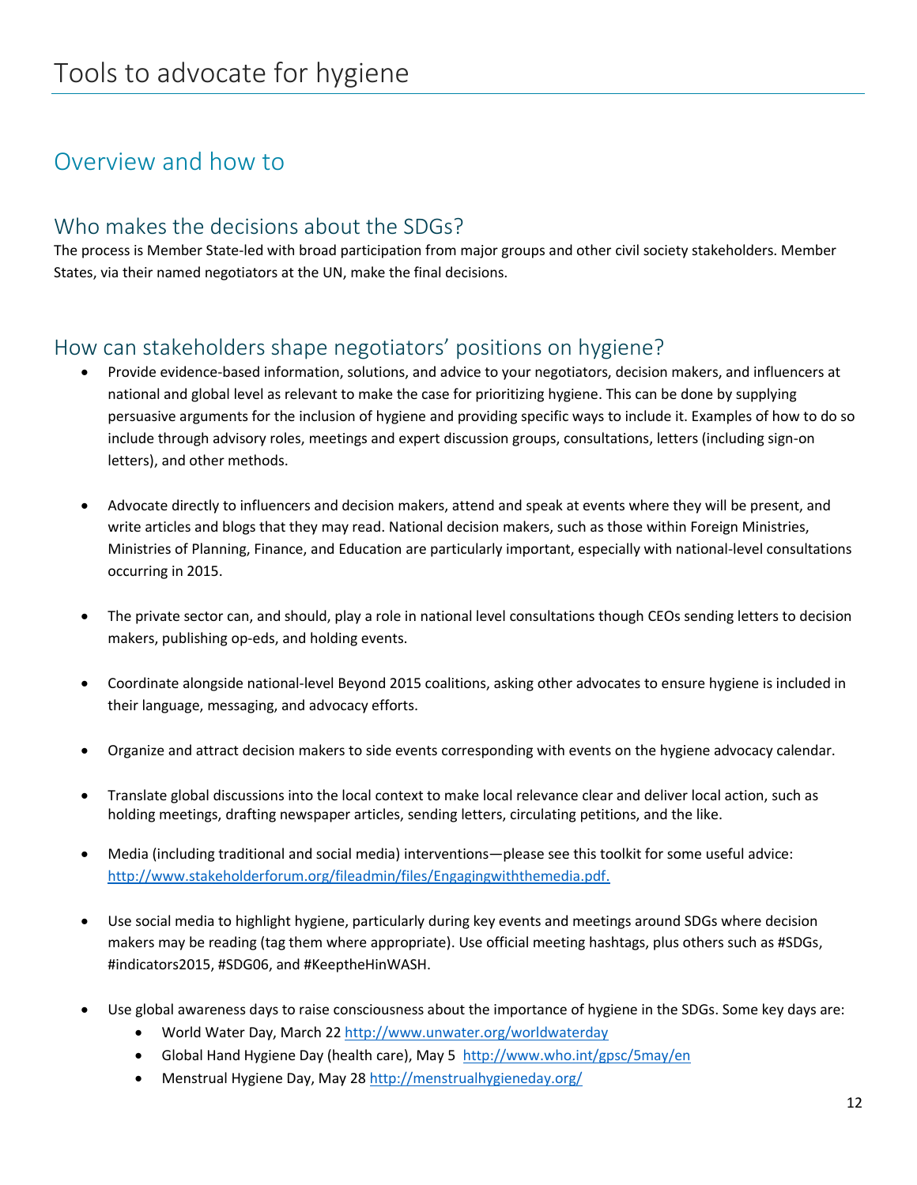# Tools to advocate for hygiene

## Overview and how to

### Who makes the decisions about the SDGs?

The process is Member State-led with broad participation from major groups and other civil society stakeholders. Member States, via their named negotiators at the UN, make the final decisions.

### How can stakeholders shape negotiators' positions on hygiene?

- Provide evidence-based information, solutions, and advice to your negotiators, decision makers, and influencers at national and global level as relevant to make the case for prioritizing hygiene. This can be done by supplying persuasive arguments for the inclusion of hygiene and providing specific ways to include it. Examples of how to do so include through advisory roles, meetings and expert discussion groups, consultations, letters (including sign-on letters), and other methods.

- Advocate directly to influencers and decision makers, attend and speak at events where they will be present, and write articles and blogs that they may read. National decision makers, such as those within Foreign Ministries, Ministries of Planning, Finance, and Education are particularly important, especially with national-level consultations occurring in 2015.

- The private sector can, and should, play a role in national level consultations though CEOs sending letters to decision makers, publishing op-eds, and holding events.

- Coordinate alongside national-level Beyond 2015 coalitions, asking other advocates to ensure hygiene is included in their language, messaging, and advocacy efforts.

- Organize and attract decision makers to side events corresponding with events on the hygiene advocacy calendar.

- Translate global discussions into the local context to make local relevance clear and deliver local action, such as holding meetings, drafting newspaper articles, sending letters, circulating petitions, and the like.

- Media (including traditional and social media) interventions—please see this toolkit for some useful advice: http://www.stakeholderforum.org/fileadmin/files/Engagingwiththemedia.pdf.

- Use social media to highlight hygiene, particularly during key events and meetings around SDGs where decision makers may be reading (tag them where appropriate). Use official meeting hashtags, plus others such as #SDGs, #indicators2015, #SDG06, and #KeeptheHinWASH.

- Use global awareness days to raise consciousness about the importance of hygiene in the SDGs. Some key days are:
  - World Water Day, March 22 http://www.unwater.org/worldwaterday
  - Global Hand Hygiene Day (health care), May 5 http://www.who.int/gpsc/5may/en
  - Menstrual Hygiene Day, May 28 http://menstrualhygieneday.org/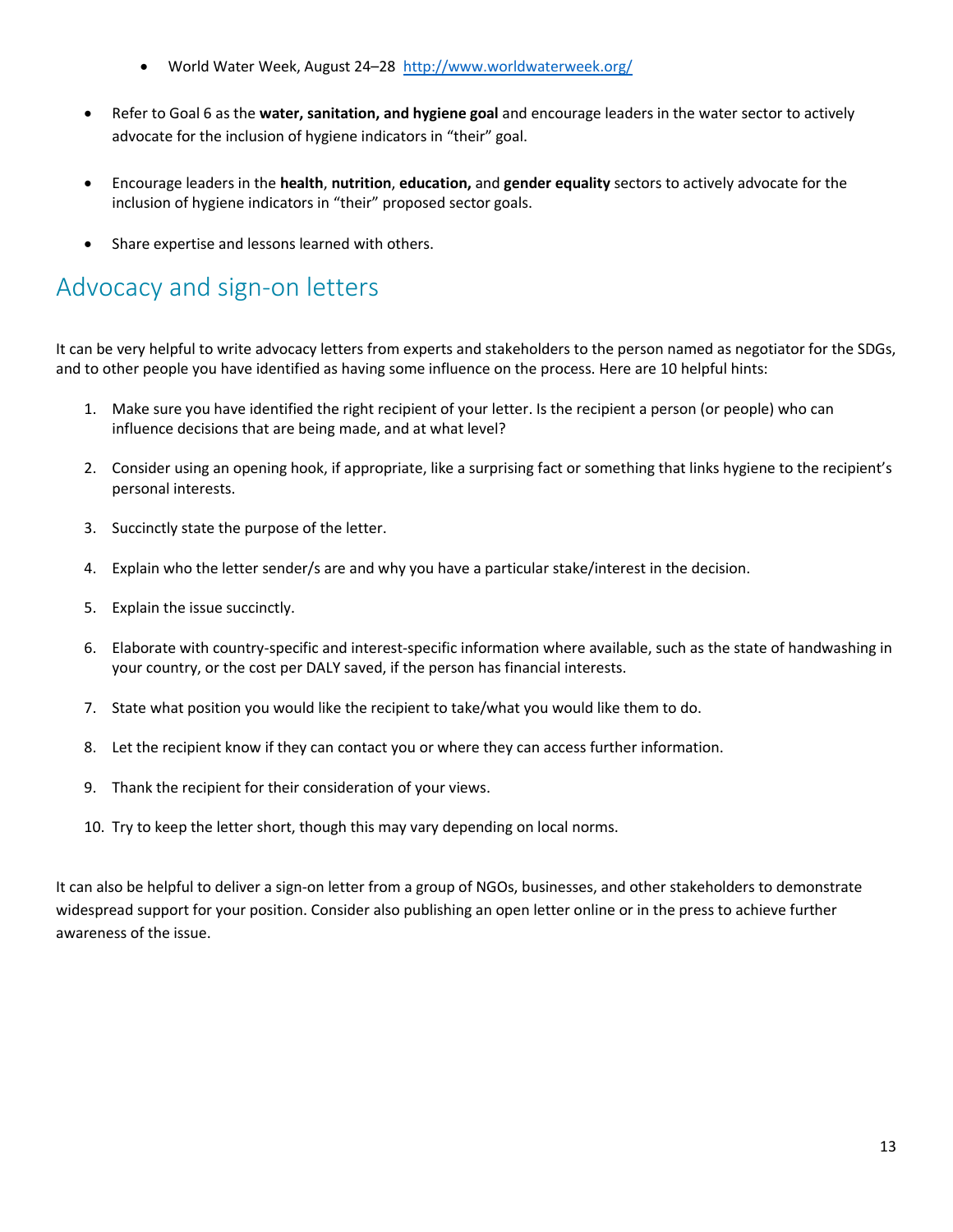- World Water Week, August 24–28 [http://www.worldwaterweek.org/](http://www.worldwaterweek.org/)

- Refer to Goal 6 as the **water, sanitation, and hygiene goal** and encourage leaders in the water sector to actively advocate for the inclusion of hygiene indicators in "their" goal.

- Encourage leaders in the **health**, **nutrition**, **education,** and **gender equality** sectors to actively advocate for the inclusion of hygiene indicators in "their" proposed sector goals.

- Share expertise and lessons learned with others.

## Advocacy and sign-on letters

It can be very helpful to write advocacy letters from experts and stakeholders to the person named as negotiator for the SDGs, and to other people you have identified as having some influence on the process. Here are 10 helpful hints:

1. Make sure you have identified the right recipient of your letter. Is the recipient a person (or people) who can influence decisions that are being made, and at what level?

2. Consider using an opening hook, if appropriate, like a surprising fact or something that links hygiene to the recipient's personal interests.

3. Succinctly state the purpose of the letter.

4. Explain who the letter sender/s are and why you have a particular stake/interest in the decision.

5. Explain the issue succinctly.

6. Elaborate with country-specific and interest-specific information where available, such as the state of handwashing in your country, or the cost per DALY saved, if the person has financial interests.

7. State what position you would like the recipient to take/what you would like them to do.

8. Let the recipient know if they can contact you or where they can access further information.

9. Thank the recipient for their consideration of your views.

10. Try to keep the letter short, though this may vary depending on local norms.

It can also be helpful to deliver a sign-on letter from a group of NGOs, businesses, and other stakeholders to demonstrate widespread support for your position. Consider also publishing an open letter online or in the press to achieve further awareness of the issue.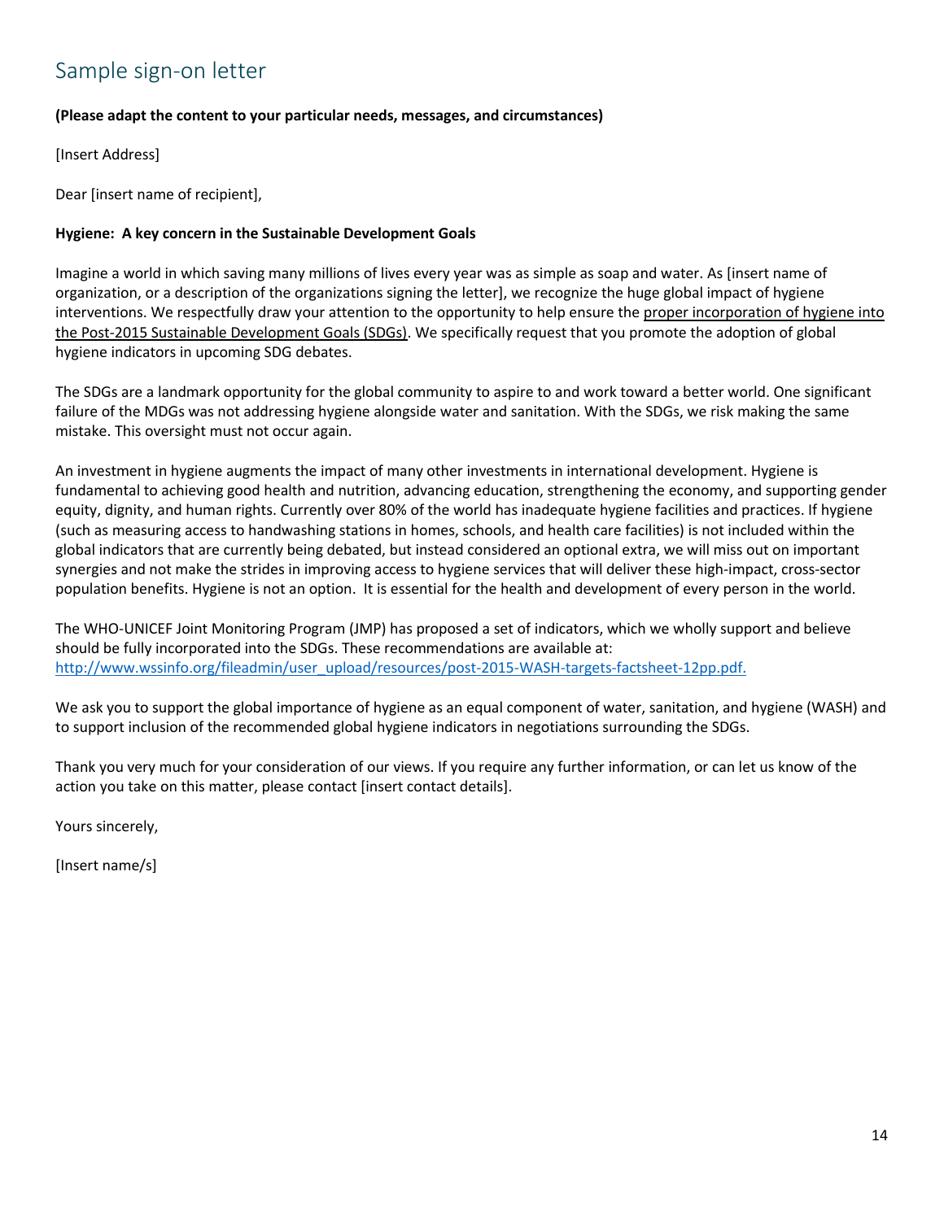## Sample sign-on letter

**(Please adapt the content to your particular needs, messages, and circumstances)**

[Insert Address]

Dear [insert name of recipient],

**Hygiene: A key concern in the Sustainable Development Goals**

Imagine a world in which saving many millions of lives every year was as simple as soap and water. As [insert name of organization, or a description of the organizations signing the letter], we recognize the huge global impact of hygiene interventions. We respectfully draw your attention to the opportunity to help ensure the proper incorporation of hygiene into the Post-2015 Sustainable Development Goals (SDGs). We specifically request that you promote the adoption of global hygiene indicators in upcoming SDG debates.

The SDGs are a landmark opportunity for the global community to aspire to and work toward a better world. One significant failure of the MDGs was not addressing hygiene alongside water and sanitation. With the SDGs, we risk making the same mistake. This oversight must not occur again.

An investment in hygiene augments the impact of many other investments in international development. Hygiene is fundamental to achieving good health and nutrition, advancing education, strengthening the economy, and supporting gender equity, dignity, and human rights. Currently over 80% of the world has inadequate hygiene facilities and practices. If hygiene (such as measuring access to handwashing stations in homes, schools, and health care facilities) is not included within the global indicators that are currently being debated, but instead considered an optional extra, we will miss out on important synergies and not make the strides in improving access to hygiene services that will deliver these high-impact, cross-sector population benefits. Hygiene is not an option. It is essential for the health and development of every person in the world.

The WHO-UNICEF Joint Monitoring Program (JMP) has proposed a set of indicators, which we wholly support and believe should be fully incorporated into the SDGs. These recommendations are available at: http://www.wssinfo.org/fileadmin/user_upload/resources/post-2015-WASH-targets-factsheet-12pp.pdf.

We ask you to support the global importance of hygiene as an equal component of water, sanitation, and hygiene (WASH) and to support inclusion of the recommended global hygiene indicators in negotiations surrounding the SDGs.

Thank you very much for your consideration of our views. If you require any further information, or can let us know of the action you take on this matter, please contact [insert contact details].

Yours sincerely,

[Insert name/s]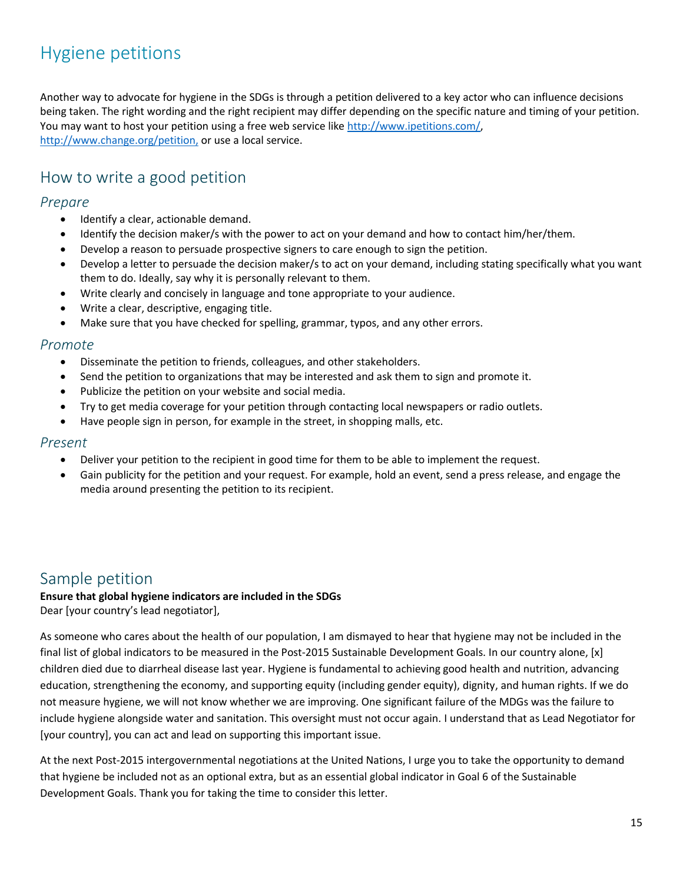# Hygiene petitions

Another way to advocate for hygiene in the SDGs is through a petition delivered to a key actor who can influence decisions being taken. The right wording and the right recipient may differ depending on the specific nature and timing of your petition. You may want to host your petition using a free web service like http://www.ipetitions.com/, http://www.change.org/petition, or use a local service.

## How to write a good petition

### *Prepare*

- Identify a clear, actionable demand.
- Identify the decision maker/s with the power to act on your demand and how to contact him/her/them.
- Develop a reason to persuade prospective signers to care enough to sign the petition.
- Develop a letter to persuade the decision maker/s to act on your demand, including stating specifically what you want them to do. Ideally, say why it is personally relevant to them.
- Write clearly and concisely in language and tone appropriate to your audience.
- Write a clear, descriptive, engaging title.
- Make sure that you have checked for spelling, grammar, typos, and any other errors.

### *Promote*

- Disseminate the petition to friends, colleagues, and other stakeholders.
- Send the petition to organizations that may be interested and ask them to sign and promote it.
- Publicize the petition on your website and social media.
- Try to get media coverage for your petition through contacting local newspapers or radio outlets.
- Have people sign in person, for example in the street, in shopping malls, etc.

### *Present*

- Deliver your petition to the recipient in good time for them to be able to implement the request.
- Gain publicity for the petition and your request. For example, hold an event, send a press release, and engage the media around presenting the petition to its recipient.

## Sample petition

**Ensure that global hygiene indicators are included in the SDGs**
Dear [your country's lead negotiator],

As someone who cares about the health of our population, I am dismayed to hear that hygiene may not be included in the final list of global indicators to be measured in the Post-2015 Sustainable Development Goals. In our country alone, [x] children died due to diarrheal disease last year. Hygiene is fundamental to achieving good health and nutrition, advancing education, strengthening the economy, and supporting equity (including gender equity), dignity, and human rights. If we do not measure hygiene, we will not know whether we are improving. One significant failure of the MDGs was the failure to include hygiene alongside water and sanitation. This oversight must not occur again. I understand that as Lead Negotiator for [your country], you can act and lead on supporting this important issue.

At the next Post-2015 intergovernmental negotiations at the United Nations, I urge you to take the opportunity to demand that hygiene be included not as an optional extra, but as an essential global indicator in Goal 6 of the Sustainable Development Goals. Thank you for taking the time to consider this letter.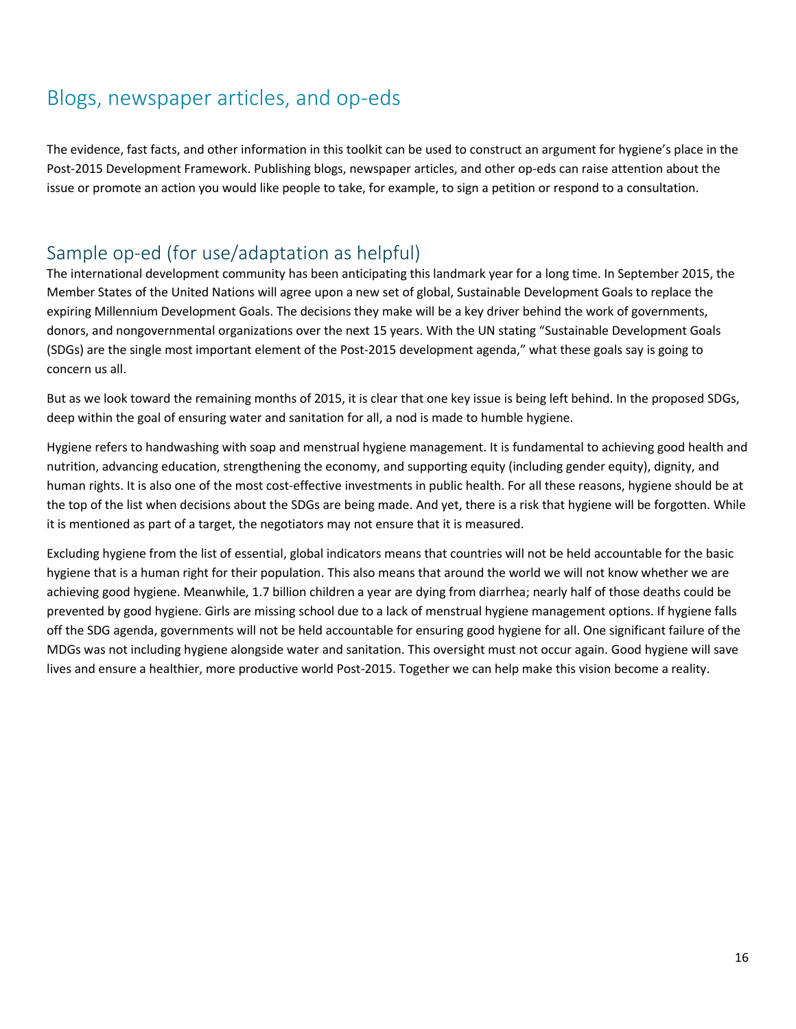# Blogs, newspaper articles, and op-eds

The evidence, fast facts, and other information in this toolkit can be used to construct an argument for hygiene's place in the Post-2015 Development Framework. Publishing blogs, newspaper articles, and other op-eds can raise attention about the issue or promote an action you would like people to take, for example, to sign a petition or respond to a consultation.

## Sample op-ed (for use/adaptation as helpful)

The international development community has been anticipating this landmark year for a long time. In September 2015, the Member States of the United Nations will agree upon a new set of global, Sustainable Development Goals to replace the expiring Millennium Development Goals. The decisions they make will be a key driver behind the work of governments, donors, and nongovernmental organizations over the next 15 years. With the UN stating "Sustainable Development Goals (SDGs) are the single most important element of the Post-2015 development agenda," what these goals say is going to concern us all.

But as we look toward the remaining months of 2015, it is clear that one key issue is being left behind. In the proposed SDGs, deep within the goal of ensuring water and sanitation for all, a nod is made to humble hygiene.

Hygiene refers to handwashing with soap and menstrual hygiene management. It is fundamental to achieving good health and nutrition, advancing education, strengthening the economy, and supporting equity (including gender equity), dignity, and human rights. It is also one of the most cost-effective investments in public health. For all these reasons, hygiene should be at the top of the list when decisions about the SDGs are being made. And yet, there is a risk that hygiene will be forgotten. While it is mentioned as part of a target, the negotiators may not ensure that it is measured.

Excluding hygiene from the list of essential, global indicators means that countries will not be held accountable for the basic hygiene that is a human right for their population. This also means that around the world we will not know whether we are achieving good hygiene. Meanwhile, 1.7 billion children a year are dying from diarrhea; nearly half of those deaths could be prevented by good hygiene. Girls are missing school due to a lack of menstrual hygiene management options. If hygiene falls off the SDG agenda, governments will not be held accountable for ensuring good hygiene for all. One significant failure of the MDGs was not including hygiene alongside water and sanitation. This oversight must not occur again. Good hygiene will save lives and ensure a healthier, more productive world Post-2015. Together we can help make this vision become a reality.